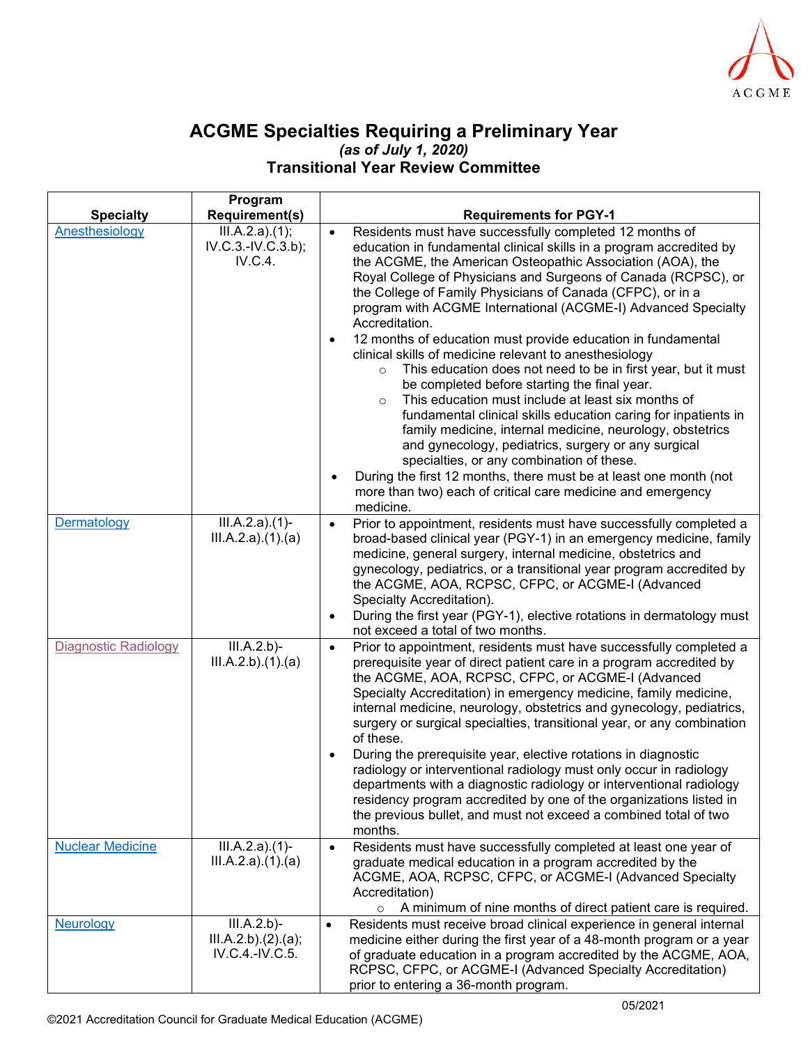# ACGME Specialties Requiring a Preliminary Year

*(as of July 1, 2020)*

**Transitional Year Review Committee**

| Specialty | Program Requirement(s) | Requirements for PGY-1 |
|---|---|---|
| Anesthesiology | III.A.2.a).(1); IV.C.3.-IV.C.3.b); IV.C.4. | • Residents must have successfully completed 12 months of education in fundamental clinical skills in a program accredited by the ACGME, the American Osteopathic Association (AOA), the Royal College of Physicians and Surgeons of Canada (RCPSC), or the College of Family Physicians of Canada (CFPC), or in a program with ACGME International (ACGME-I) Advanced Specialty Accreditation.<br>• 12 months of education must provide education in fundamental clinical skills of medicine relevant to anesthesiology<br>  ○ This education does not need to be in first year, but it must be completed before starting the final year.<br>  ○ This education must include at least six months of fundamental clinical skills education caring for inpatients in family medicine, internal medicine, neurology, obstetrics and gynecology, pediatrics, surgery or any surgical specialties, or any combination of these.<br>• During the first 12 months, there must be at least one month (not more than two) each of critical care medicine and emergency medicine. |
| Dermatology | III.A.2.a).(1)-III.A.2.a).(1).(a) | • Prior to appointment, residents must have successfully completed a broad-based clinical year (PGY-1) in an emergency medicine, family medicine, general surgery, internal medicine, obstetrics and gynecology, pediatrics, or a transitional year program accredited by the ACGME, AOA, RCPSC, CFPC, or ACGME-I (Advanced Specialty Accreditation).<br>• During the first year (PGY-1), elective rotations in dermatology must not exceed a total of two months. |
| Diagnostic Radiology | III.A.2.b)-III.A.2.b).(1).(a) | • Prior to appointment, residents must have successfully completed a prerequisite year of direct patient care in a program accredited by the ACGME, AOA, RCPSC, CFPC, or ACGME-I (Advanced Specialty Accreditation) in emergency medicine, family medicine, internal medicine, neurology, obstetrics and gynecology, pediatrics, surgery or surgical specialties, transitional year, or any combination of these.<br>• During the prerequisite year, elective rotations in diagnostic radiology or interventional radiology must only occur in radiology departments with a diagnostic radiology or interventional radiology residency program accredited by one of the organizations listed in the previous bullet, and must not exceed a combined total of two months. |
| Nuclear Medicine | III.A.2.a).(1)-III.A.2.a).(1).(a) | • Residents must have successfully completed at least one year of graduate medical education in a program accredited by the ACGME, AOA, RCPSC, CFPC, or ACGME-I (Advanced Specialty Accreditation)<br>  ○ A minimum of nine months of direct patient care is required. |
| Neurology | III.A.2.b)-III.A.2.b).(2).(a); IV.C.4.-IV.C.5. | • Residents must receive broad clinical experience in general internal medicine either during the first year of a 48-month program or a year of graduate education in a program accredited by the ACGME, AOA, RCPSC, CFPC, or ACGME-I (Advanced Specialty Accreditation) prior to entering a 36-month program. |

05/2021

©2021 Accreditation Council for Graduate Medical Education (ACGME)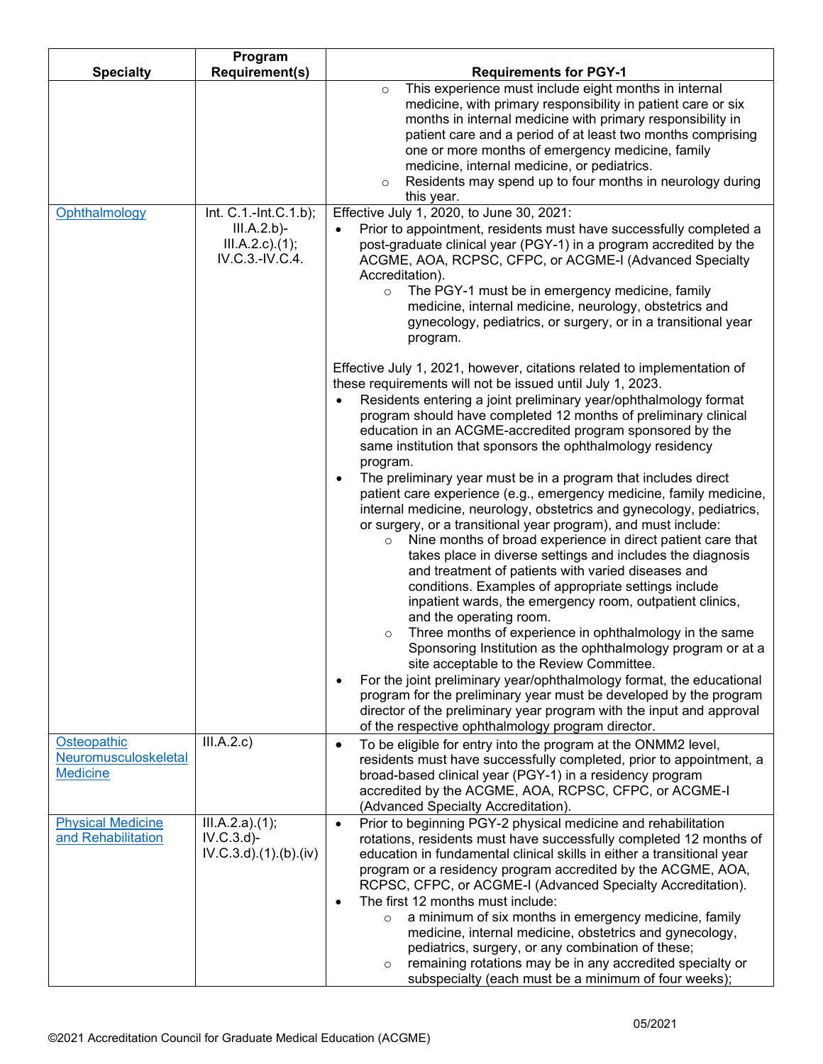| Specialty | Program Requirement(s) | Requirements for PGY-1 |
|---|---|---|
| | | ○ This experience must include eight months in internal medicine, with primary responsibility in patient care or six months in internal medicine with primary responsibility in patient care and a period of at least two months comprising one or more months of emergency medicine, family medicine, internal medicine, or pediatrics.<br>○ Residents may spend up to four months in neurology during this year. |
| [Ophthalmology]() | Int. C.1.-Int.C.1.b); III.A.2.b)- III.A.2.c).(1); IV.C.3.-IV.C.4. | Effective July 1, 2020, to June 30, 2021:<br>• Prior to appointment, residents must have successfully completed a post-graduate clinical year (PGY-1) in a program accredited by the ACGME, AOA, RCPSC, CFPC, or ACGME-I (Advanced Specialty Accreditation).<br>○ The PGY-1 must be in emergency medicine, family medicine, internal medicine, neurology, obstetrics and gynecology, pediatrics, or surgery, or in a transitional year program.<br><br>Effective July 1, 2021, however, citations related to implementation of these requirements will not be issued until July 1, 2023.<br>• Residents entering a joint preliminary year/ophthalmology format program should have completed 12 months of preliminary clinical education in an ACGME-accredited program sponsored by the same institution that sponsors the ophthalmology residency program.<br>• The preliminary year must be in a program that includes direct patient care experience (e.g., emergency medicine, family medicine, internal medicine, neurology, obstetrics and gynecology, pediatrics, or surgery, or a transitional year program), and must include:<br>○ Nine months of broad experience in direct patient care that takes place in diverse settings and includes the diagnosis and treatment of patients with varied diseases and conditions. Examples of appropriate settings include inpatient wards, the emergency room, outpatient clinics, and the operating room.<br>○ Three months of experience in ophthalmology in the same Sponsoring Institution as the ophthalmology program or at a site acceptable to the Review Committee.<br>• For the joint preliminary year/ophthalmology format, the educational program for the preliminary year must be developed by the program director of the preliminary year program with the input and approval of the respective ophthalmology program director. |
| [Osteopathic Neuromusculoskeletal Medicine]() | III.A.2.c) | • To be eligible for entry into the program at the ONMM2 level, residents must have successfully completed, prior to appointment, a broad-based clinical year (PGY-1) in a residency program accredited by the ACGME, AOA, RCPSC, CFPC, or ACGME-I (Advanced Specialty Accreditation). |
| [Physical Medicine and Rehabilitation]() | III.A.2.a).(1); IV.C.3.d)- IV.C.3.d).(1).(b).(iv) | • Prior to beginning PGY-2 physical medicine and rehabilitation rotations, residents must have successfully completed 12 months of education in fundamental clinical skills in either a transitional year program or a residency program accredited by the ACGME, AOA, RCPSC, CFPC, or ACGME-I (Advanced Specialty Accreditation).<br>• The first 12 months must include:<br>○ a minimum of six months in emergency medicine, family medicine, internal medicine, obstetrics and gynecology, pediatrics, surgery, or any combination of these;<br>○ remaining rotations may be in any accredited specialty or subspecialty (each must be a minimum of four weeks); |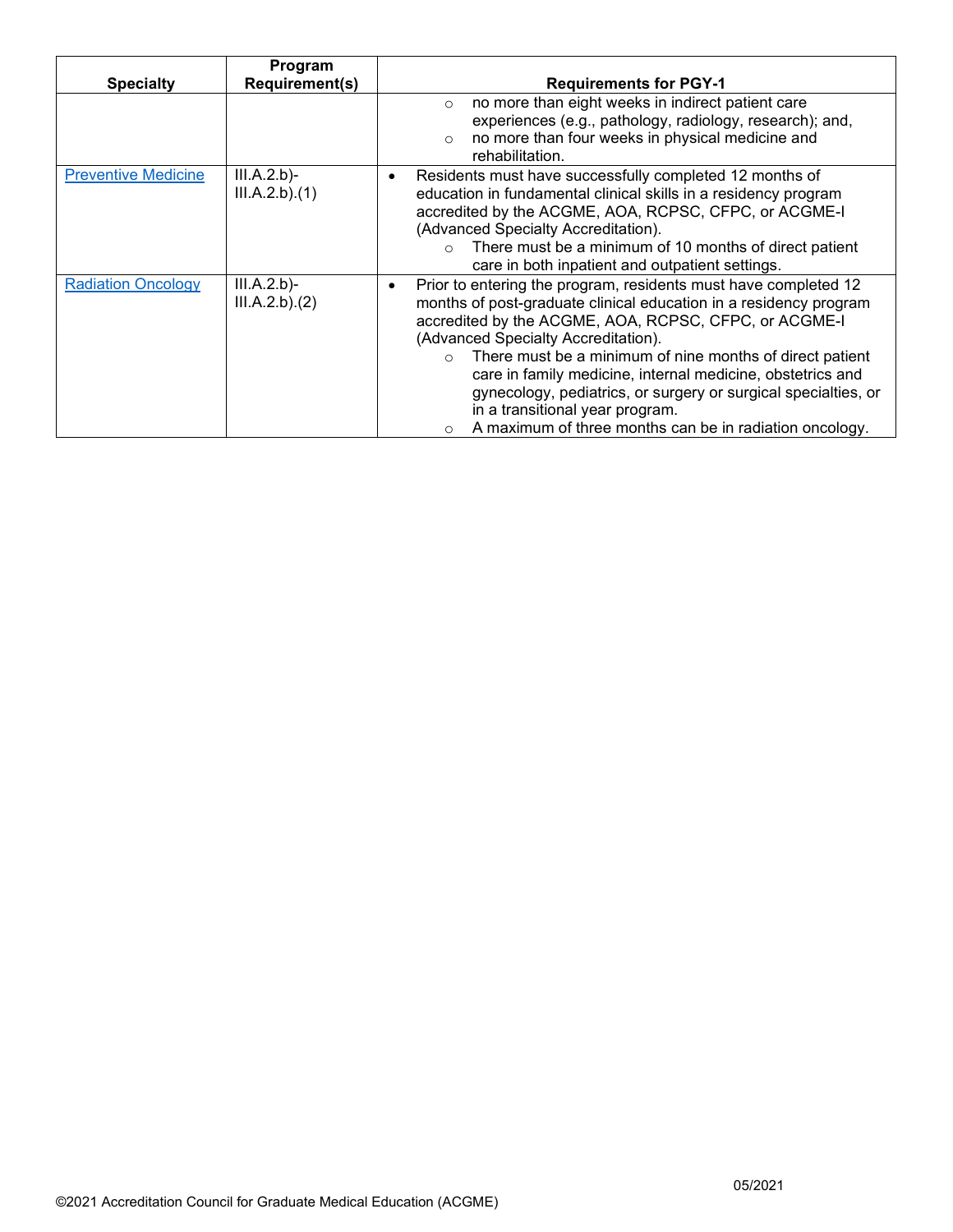| Specialty | Program Requirement(s) | Requirements for PGY-1 |
|---|---|---|
| | | ○ no more than eight weeks in indirect patient care experiences (e.g., pathology, radiology, research); and,<br>○ no more than four weeks in physical medicine and rehabilitation. |
| [Preventive Medicine]() | III.A.2.b)-III.A.2.b).(1) | • Residents must have successfully completed 12 months of education in fundamental clinical skills in a residency program accredited by the ACGME, AOA, RCPSC, CFPC, or ACGME-I (Advanced Specialty Accreditation).<br>○ There must be a minimum of 10 months of direct patient care in both inpatient and outpatient settings. |
| [Radiation Oncology]() | III.A.2.b)-III.A.2.b).(2) | • Prior to entering the program, residents must have completed 12 months of post-graduate clinical education in a residency program accredited by the ACGME, AOA, RCPSC, CFPC, or ACGME-I (Advanced Specialty Accreditation).<br>○ There must be a minimum of nine months of direct patient care in family medicine, internal medicine, obstetrics and gynecology, pediatrics, or surgery or surgical specialties, or in a transitional year program.<br>○ A maximum of three months can be in radiation oncology. |